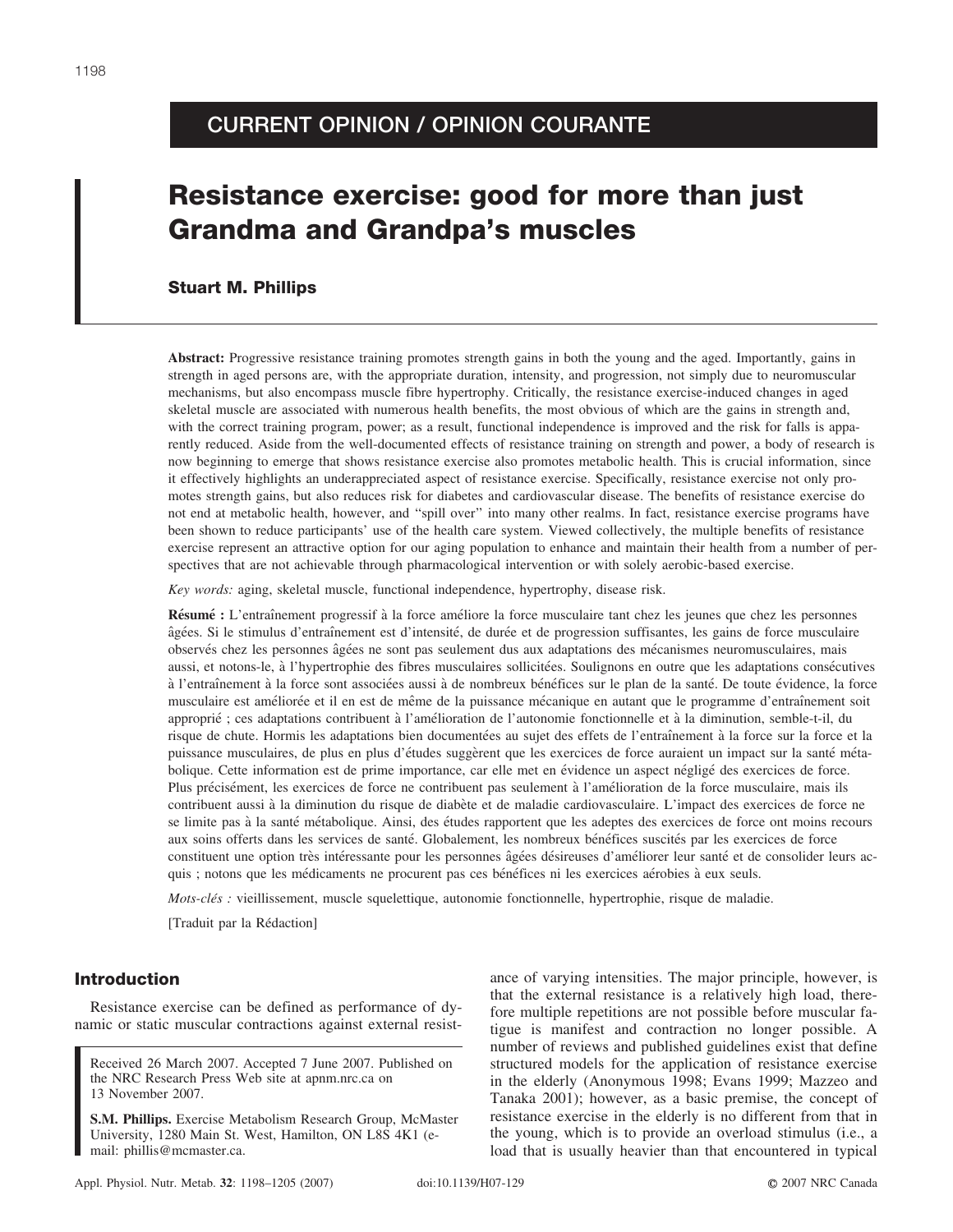CURRENT OPINION / OPINION COURANTE

# Resistance exercise: good for more than just Grandma and Grandpa's muscles

**Stuart M. Phillips**

**Abstract:** Progressive resistance training promotes strength gains in both the young and the aged. Importantly, gains in strength in aged persons are, with the appropriate duration, intensity, and progression, not simply due to neuromuscular mechanisms, but also encompass muscle fibre hypertrophy. Critically, the resistance exercise-induced changes in aged skeletal muscle are associated with numerous health benefits, the most obvious of which are the gains in strength and, with the correct training program, power; as a result, functional independence is improved and the risk for falls is apparently reduced. Aside from the well-documented effects of resistance training on strength and power, a body of research is now beginning to emerge that shows resistance exercise also promotes metabolic health. This is crucial information, since it effectively highlights an underappreciated aspect of resistance exercise. Specifically, resistance exercise not only promotes strength gains, but also reduces risk for diabetes and cardiovascular disease. The benefits of resistance exercise do not end at metabolic health, however, and "spill over" into many other realms. In fact, resistance exercise programs have been shown to reduce participants' use of the health care system. Viewed collectively, the multiple benefits of resistance exercise represent an attractive option for our aging population to enhance and maintain their health from a number of perspectives that are not achievable through pharmacological intervention or with solely aerobic-based exercise.

*Key words:* aging, skeletal muscle, functional independence, hypertrophy, disease risk.

**Résumé :** L'entraînement progressif à la force améliore la force musculaire tant chez les jeunes que chez les personnes âgées. Si le stimulus d'entraînement est d'intensité, de durée et de progression suffisantes, les gains de force musculaire observés chez les personnes âgées ne sont pas seulement dus aux adaptations des mécanismes neuromusculaires, mais aussi, et notons-le, à l'hypertrophie des fibres musculaires sollicitées. Soulignons en outre que les adaptations consécutives à l'entraînement à la force sont associées aussi à de nombreux bénéfices sur le plan de la santé. De toute évidence, la force musculaire est améliorée et il en est de même de la puissance mécanique en autant que le programme d'entraînement soit approprié ; ces adaptations contribuent à l'amélioration de l'autonomie fonctionnelle et à la diminution, semble-t-il, du risque de chute. Hormis les adaptations bien documentées au sujet des effets de l'entraînement à la force sur la force et la puissance musculaires, de plus en plus d'études suggèrent que les exercices de force auraient un impact sur la santé métabolique. Cette information est de prime importance, car elle met en évidence un aspect négligé des exercices de force. Plus précisément, les exercices de force ne contribuent pas seulement à l'amélioration de la force musculaire, mais ils contribuent aussi à la diminution du risque de diabète et de maladie cardiovasculaire. L'impact des exercices de force ne se limite pas à la santé métabolique. Ainsi, des études rapportent que les adeptes des exercices de force ont moins recours aux soins offerts dans les services de santé. Globalement, les nombreux bénéfices suscités par les exercices de force constituent une option très intéressante pour les personnes âgées désireuses d'améliorer leur santé et de consolider leurs acquis ; notons que les médicaments ne procurent pas ces bénéfices ni les exercices aérobies à eux seuls.

*Mots-clés :* vieillissement, muscle squelettique, autonomie fonctionnelle, hypertrophie, risque de maladie.

[Traduit par la Rédaction]

## Introduction

Resistance exercise can be defined as performance of dynamic or static muscular contractions against external resistance of varying intensities. The major principle, however, is that the external resistance is a relatively high load, therefore multiple repetitions are not possible before muscular fatigue is manifest and contraction no longer possible. A number of reviews and published guidelines exist that define structured models for the application of resistance exercise in the elderly (Anonymous 1998; Evans 1999; Mazzeo and Tanaka 2001); however, as a basic premise, the concept of resistance exercise in the elderly is no different from that in the young, which is to provide an overload stimulus (i.e., a load that is usually heavier than that encountered in typical

Received 26 March 2007. Accepted 7 June 2007. Published on the NRC Research Press Web site at apnm.nrc.ca on 13 November 2007.

**S.M. Phillips.** Exercise Metabolism Research Group, McMaster University, 1280 Main St. West, Hamilton, ON L8S 4K1 (e-mail: phillis@mcmaster.ca.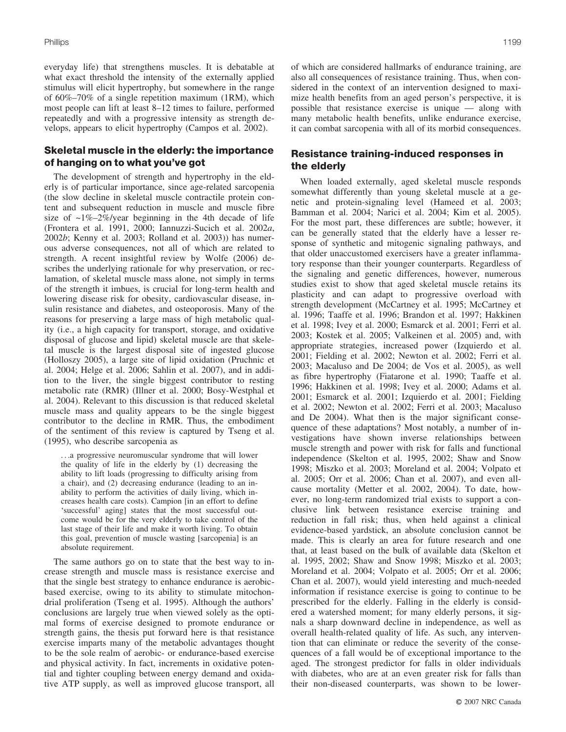everyday life) that strengthens muscles. It is debatable at what exact threshold the intensity of the externally applied stimulus will elicit hypertrophy, but somewhere in the range of 60%–70% of a single repetition maximum (1RM), which most people can lift at least 8–12 times to failure, performed repeatedly and with a progressive intensity as strength develops, appears to elicit hypertrophy (Campos et al. 2002).

## Skeletal muscle in the elderly: the importance of hanging on to what you've got

The development of strength and hypertrophy in the elderly is of particular importance, since age-related sarcopenia (the slow decline in skeletal muscle contractile protein content and subsequent reduction in muscle and muscle fibre size of ~1%–2%/year beginning in the 4th decade of life (Frontera et al. 1991, 2000; Iannuzzi-Sucich et al. 2002*a*, 2002*b*; Kenny et al. 2003; Rolland et al. 2003)) has numerous adverse consequences, not all of which are related to strength. A recent insightful review by Wolfe (2006) describes the underlying rationale for why preservation, or reclamation, of skeletal muscle mass alone, not simply in terms of the strength it imbues, is crucial for long-term health and lowering disease risk for obesity, cardiovascular disease, insulin resistance and diabetes, and osteoporosis. Many of the reasons for preserving a large mass of high metabolic quality (i.e., a high capacity for transport, storage, and oxidative disposal of glucose and lipid) skeletal muscle are that skeletal muscle is the largest disposal site of ingested glucose (Holloszy 2005), a large site of lipid oxidation (Pruchnic et al. 2004; Helge et al. 2006; Sahlin et al. 2007), and in addition to the liver, the single biggest contributor to resting metabolic rate (RMR) (Illner et al. 2000; Bosy-Westphal et al. 2004). Relevant to this discussion is that reduced skeletal muscle mass and quality appears to be the single biggest contributor to the decline in RMR. Thus, the embodiment of the sentiment of this review is captured by Tseng et al. (1995), who describe sarcopenia as

> …a progressive neuromuscular syndrome that will lower the quality of life in the elderly by (1) decreasing the ability to lift loads (progressing to difficulty arising from a chair), and (2) decreasing endurance (leading to an inability to perform the activities of daily living, which increases health care costs). Campion [in an effort to define 'successful' aging] states that the most successful outcome would be for the very elderly to take control of the last stage of their life and make it worth living. To obtain this goal, prevention of muscle wasting [sarcopenia] is an absolute requirement.

The same authors go on to state that the best way to increase strength and muscle mass is resistance exercise and that the single best strategy to enhance endurance is aerobic-based exercise, owing to its ability to stimulate mitochondrial proliferation (Tseng et al. 1995). Although the authors' conclusions are largely true when viewed solely as the optimal forms of exercise designed to promote endurance or strength gains, the thesis put forward here is that resistance exercise imparts many of the metabolic advantages thought to be the sole realm of aerobic- or endurance-based exercise and physical activity. In fact, increments in oxidative potential and tighter coupling between energy demand and oxidative ATP supply, as well as improved glucose transport, all of which are considered hallmarks of endurance training, are also all consequences of resistance training. Thus, when considered in the context of an intervention designed to maximize health benefits from an aged person's perspective, it is possible that resistance exercise is unique — along with many metabolic health benefits, unlike endurance exercise, it can combat sarcopenia with all of its morbid consequences.

## Resistance training-induced responses in the elderly

When loaded externally, aged skeletal muscle responds somewhat differently than young skeletal muscle at a genetic and protein-signaling level (Hameed et al. 2003; Bamman et al. 2004; Narici et al. 2004; Kim et al. 2005). For the most part, these differences are subtle; however, it can be generally stated that the elderly have a lesser response of synthetic and mitogenic signaling pathways, and that older unaccustomed exercisers have a greater inflammatory response than their younger counterparts. Regardless of the signaling and genetic differences, however, numerous studies exist to show that aged skeletal muscle retains its plasticity and can adapt to progressive overload with strength development (McCartney et al. 1995; McCartney et al. 1996; Taaffe et al. 1996; Brandon et al. 1997; Hakkinen et al. 1998; Ivey et al. 2000; Esmarck et al. 2001; Ferri et al. 2003; Kostek et al. 2005; Valkeinen et al. 2005) and, with appropriate strategies, increased power (Izquierdo et al. 2001; Fielding et al. 2002; Newton et al. 2002; Ferri et al. 2003; Macaluso and De 2004; de Vos et al. 2005), as well as fibre hypertrophy (Fiatarone et al. 1990; Taaffe et al. 1996; Hakkinen et al. 1998; Ivey et al. 2000; Adams et al. 2001; Esmarck et al. 2001; Izquierdo et al. 2001; Fielding et al. 2002; Newton et al. 2002; Ferri et al. 2003; Macaluso and De 2004). What then is the major significant consequence of these adaptations? Most notably, a number of investigations have shown inverse relationships between muscle strength and power with risk for falls and functional independence (Skelton et al. 1995, 2002; Shaw and Snow 1998; Miszko et al. 2003; Moreland et al. 2004; Volpato et al. 2005; Orr et al. 2006; Chan et al. 2007), and even all-cause mortality (Metter et al. 2002, 2004). To date, however, no long-term randomized trial exists to support a conclusive link between resistance exercise training and reduction in fall risk; thus, when held against a clinical evidence-based yardstick, an absolute conclusion cannot be made. This is clearly an area for future research and one that, at least based on the bulk of available data (Skelton et al. 1995, 2002; Shaw and Snow 1998; Miszko et al. 2003; Moreland et al. 2004; Volpato et al. 2005; Orr et al. 2006; Chan et al. 2007), would yield interesting and much-needed information if resistance exercise is going to continue to be prescribed for the elderly. Falling in the elderly is considered a watershed moment; for many elderly persons, it signals a sharp downward decline in independence, as well as overall health-related quality of life. As such, any intervention that can eliminate or reduce the severity of the consequences of a fall would be of exceptional importance to the aged. The strongest predictor for falls in older individuals with diabetes, who are at an even greater risk for falls than their non-diseased counterparts, was shown to be lower-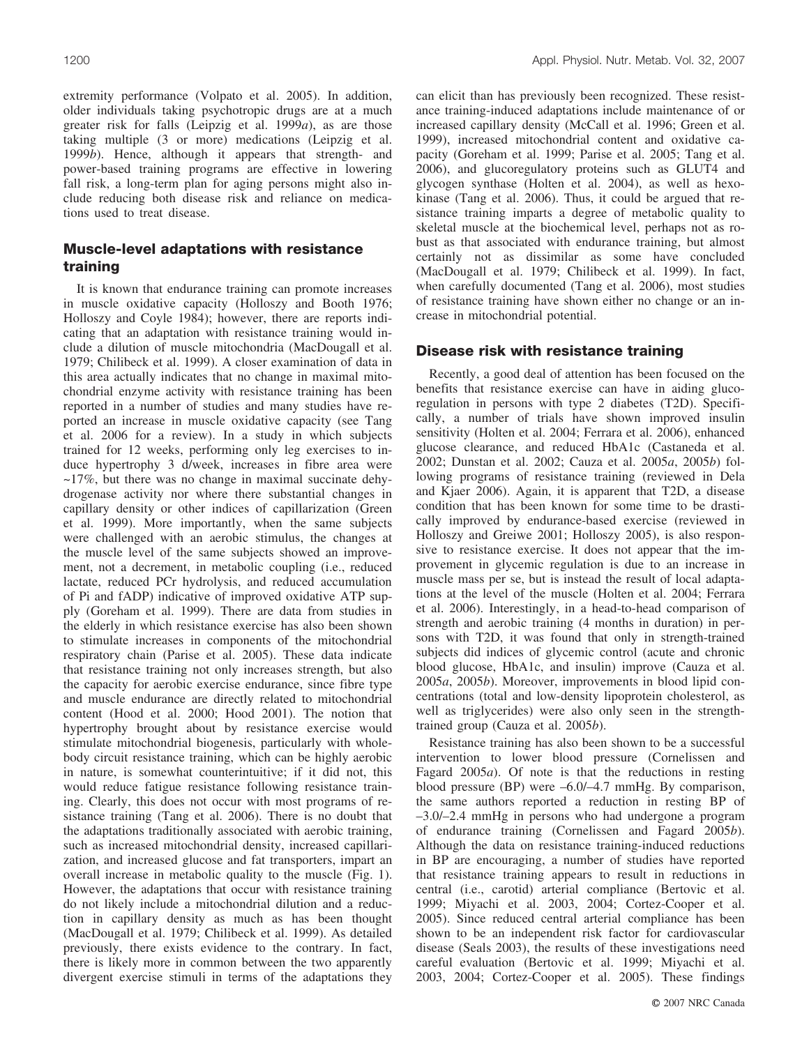extremity performance (Volpato et al. 2005). In addition, older individuals taking psychotropic drugs are at a much greater risk for falls (Leipzig et al. 1999*a*), as are those taking multiple (3 or more) medications (Leipzig et al. 1999*b*). Hence, although it appears that strength- and power-based training programs are effective in lowering fall risk, a long-term plan for aging persons might also include reducing both disease risk and reliance on medications used to treat disease.

## Muscle-level adaptations with resistance training

It is known that endurance training can promote increases in muscle oxidative capacity (Holloszy and Booth 1976; Holloszy and Coyle 1984); however, there are reports indicating that an adaptation with resistance training would include a dilution of muscle mitochondria (MacDougall et al. 1979; Chilibeck et al. 1999). A closer examination of data in this area actually indicates that no change in maximal mitochondrial enzyme activity with resistance training has been reported in a number of studies and many studies have reported an increase in muscle oxidative capacity (see Tang et al. 2006 for a review). In a study in which subjects trained for 12 weeks, performing only leg exercises to induce hypertrophy 3 d/week, increases in fibre area were ~17%, but there was no change in maximal succinate dehydrogenase activity nor where there substantial changes in capillary density or other indices of capillarization (Green et al. 1999). More importantly, when the same subjects were challenged with an aerobic stimulus, the changes at the muscle level of the same subjects showed an improvement, not a decrement, in metabolic coupling (i.e., reduced lactate, reduced PCr hydrolysis, and reduced accumulation of Pi and fADP) indicative of improved oxidative ATP supply (Goreham et al. 1999). There are data from studies in the elderly in which resistance exercise has also been shown to stimulate increases in components of the mitochondrial respiratory chain (Parise et al. 2005). These data indicate that resistance training not only increases strength, but also the capacity for aerobic exercise endurance, since fibre type and muscle endurance are directly related to mitochondrial content (Hood et al. 2000; Hood 2001). The notion that hypertrophy brought about by resistance exercise would stimulate mitochondrial biogenesis, particularly with whole-body circuit resistance training, which can be highly aerobic in nature, is somewhat counterintuitive; if it did not, this would reduce fatigue resistance following resistance training. Clearly, this does not occur with most programs of resistance training (Tang et al. 2006). There is no doubt that the adaptations traditionally associated with aerobic training, such as increased mitochondrial density, increased capillarization, and increased glucose and fat transporters, impart an overall increase in metabolic quality to the muscle (Fig. 1). However, the adaptations that occur with resistance training do not likely include a mitochondrial dilution and a reduction in capillary density as much as has been thought (MacDougall et al. 1979; Chilibeck et al. 1999). As detailed previously, there exists evidence to the contrary. In fact, there is likely more in common between the two apparently divergent exercise stimuli in terms of the adaptations they can elicit than has previously been recognized. These resistance training-induced adaptations include maintenance of or increased capillary density (McCall et al. 1996; Green et al. 1999), increased mitochondrial content and oxidative capacity (Goreham et al. 1999; Parise et al. 2005; Tang et al. 2006), and glucoregulatory proteins such as GLUT4 and glycogen synthase (Holten et al. 2004), as well as hexokinase (Tang et al. 2006). Thus, it could be argued that resistance training imparts a degree of metabolic quality to skeletal muscle at the biochemical level, perhaps not as robust as that associated with endurance training, but almost certainly not as dissimilar as some have concluded (MacDougall et al. 1979; Chilibeck et al. 1999). In fact, when carefully documented (Tang et al. 2006), most studies of resistance training have shown either no change or an increase in mitochondrial potential.

## Disease risk with resistance training

Recently, a good deal of attention has been focused on the benefits that resistance exercise can have in aiding glucoregulation in persons with type 2 diabetes (T2D). Specifically, a number of trials have shown improved insulin sensitivity (Holten et al. 2004; Ferrara et al. 2006), enhanced glucose clearance, and reduced HbA1c (Castaneda et al. 2002; Dunstan et al. 2002; Cauza et al. 2005*a*, 2005*b*) following programs of resistance training (reviewed in Dela and Kjaer 2006). Again, it is apparent that T2D, a disease condition that has been known for some time to be drastically improved by endurance-based exercise (reviewed in Holloszy and Greiwe 2001; Holloszy 2005), is also responsive to resistance exercise. It does not appear that the improvement in glycemic regulation is due to an increase in muscle mass per se, but is instead the result of local adaptations at the level of the muscle (Holten et al. 2004; Ferrara et al. 2006). Interestingly, in a head-to-head comparison of strength and aerobic training (4 months in duration) in persons with T2D, it was found that only in strength-trained subjects did indices of glycemic control (acute and chronic blood glucose, HbA1c, and insulin) improve (Cauza et al. 2005*a*, 2005*b*). Moreover, improvements in blood lipid concentrations (total and low-density lipoprotein cholesterol, as well as triglycerides) were also only seen in the strength-trained group (Cauza et al. 2005*b*).

Resistance training has also been shown to be a successful intervention to lower blood pressure (Cornelissen and Fagard 2005*a*). Of note is that the reductions in resting blood pressure (BP) were –6.0/–4.7 mmHg. By comparison, the same authors reported a reduction in resting BP of –3.0/–2.4 mmHg in persons who had undergone a program of endurance training (Cornelissen and Fagard 2005*b*). Although the data on resistance training-induced reductions in BP are encouraging, a number of studies have reported that resistance training appears to result in reductions in central (i.e., carotid) arterial compliance (Bertovic et al. 1999; Miyachi et al. 2003, 2004; Cortez-Cooper et al. 2005). Since reduced central arterial compliance has been shown to be an independent risk factor for cardiovascular disease (Seals 2003), the results of these investigations need careful evaluation (Bertovic et al. 1999; Miyachi et al. 2003, 2004; Cortez-Cooper et al. 2005). These findings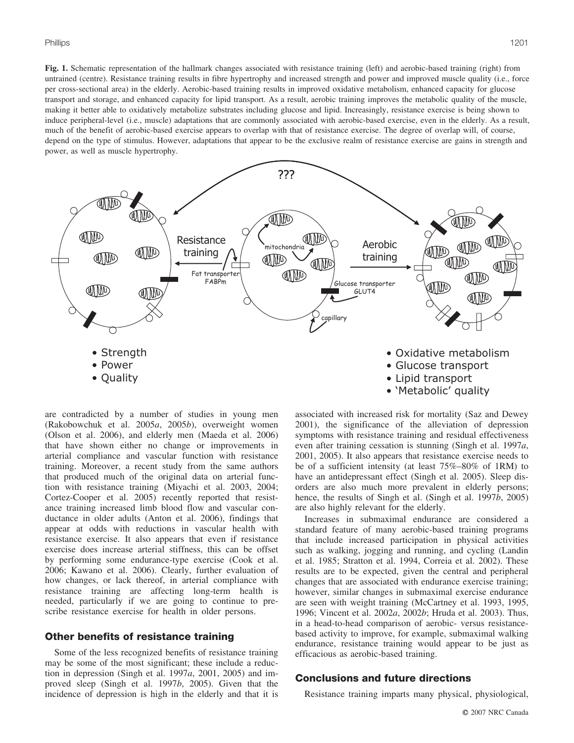**Fig. 1.** Schematic representation of the hallmark changes associated with resistance training (left) and aerobic-based training (right) from untrained (centre). Resistance training results in fibre hypertrophy and increased strength and power and improved muscle quality (i.e., force per cross-sectional area) in the elderly. Aerobic-based training results in improved oxidative metabolism, enhanced capacity for glucose transport and storage, and enhanced capacity for lipid transport. As a result, aerobic training improves the metabolic quality of the muscle, making it better able to oxidatively metabolize substrates including glucose and lipid. Increasingly, resistance exercise is being shown to induce peripheral-level (i.e., muscle) adaptations that are commonly associated with aerobic-based exercise, even in the elderly. As a result, much of the benefit of aerobic-based exercise appears to overlap with that of resistance exercise. The degree of overlap will, of course, depend on the type of stimulus. However, adaptations that appear to be the exclusive realm of resistance exercise are gains in strength and power, as well as muscle hypertrophy.

are contradicted by a number of studies in young men (Rakobowchuk et al. 2005*a*, 2005*b*), overweight women (Olson et al. 2006), and elderly men (Maeda et al. 2006) that have shown either no change or improvements in arterial compliance and vascular function with resistance training. Moreover, a recent study from the same authors that produced much of the original data on arterial function with resistance training (Miyachi et al. 2003, 2004; Cortez-Cooper et al. 2005) recently reported that resistance training increased limb blood flow and vascular conductance in older adults (Anton et al. 2006), findings that appear at odds with reductions in vascular health with resistance exercise. It also appears that even if resistance exercise does increase arterial stiffness, this can be offset by performing some endurance-type exercise (Cook et al. 2006; Kawano et al. 2006). Clearly, further evaluation of how changes, or lack thereof, in arterial compliance with resistance training are affecting long-term health is needed, particularly if we are going to continue to prescribe resistance exercise for health in older persons.

## Other benefits of resistance training

Some of the less recognized benefits of resistance training may be some of the most significant; these include a reduction in depression (Singh et al. 1997*a*, 2001, 2005) and improved sleep (Singh et al. 1997*b*, 2005). Given that the incidence of depression is high in the elderly and that it is associated with increased risk for mortality (Saz and Dewey 2001), the significance of the alleviation of depression symptoms with resistance training and residual effectiveness even after training cessation is stunning (Singh et al. 1997*a*, 2001, 2005). It also appears that resistance exercise needs to be of a sufficient intensity (at least 75%–80% of 1RM) to have an antidepressant effect (Singh et al. 2005). Sleep disorders are also much more prevalent in elderly persons; hence, the results of Singh et al. (Singh et al. 1997*b*, 2005) are also highly relevant for the elderly.

Increases in submaximal endurance are considered a standard feature of many aerobic-based training programs that include increased participation in physical activities such as walking, jogging and running, and cycling (Landin et al. 1985; Stratton et al. 1994, Correia et al. 2002). These results are to be expected, given the central and peripheral changes that are associated with endurance exercise training; however, similar changes in submaximal exercise endurance are seen with weight training (McCartney et al. 1993, 1995, 1996; Vincent et al. 2002*a*, 2002*b*; Hruda et al. 2003). Thus, in a head-to-head comparison of aerobic- versus resistance-based activity to improve, for example, submaximal walking endurance, resistance training would appear to be just as efficacious as aerobic-based training.

## Conclusions and future directions

Resistance training imparts many physical, physiological,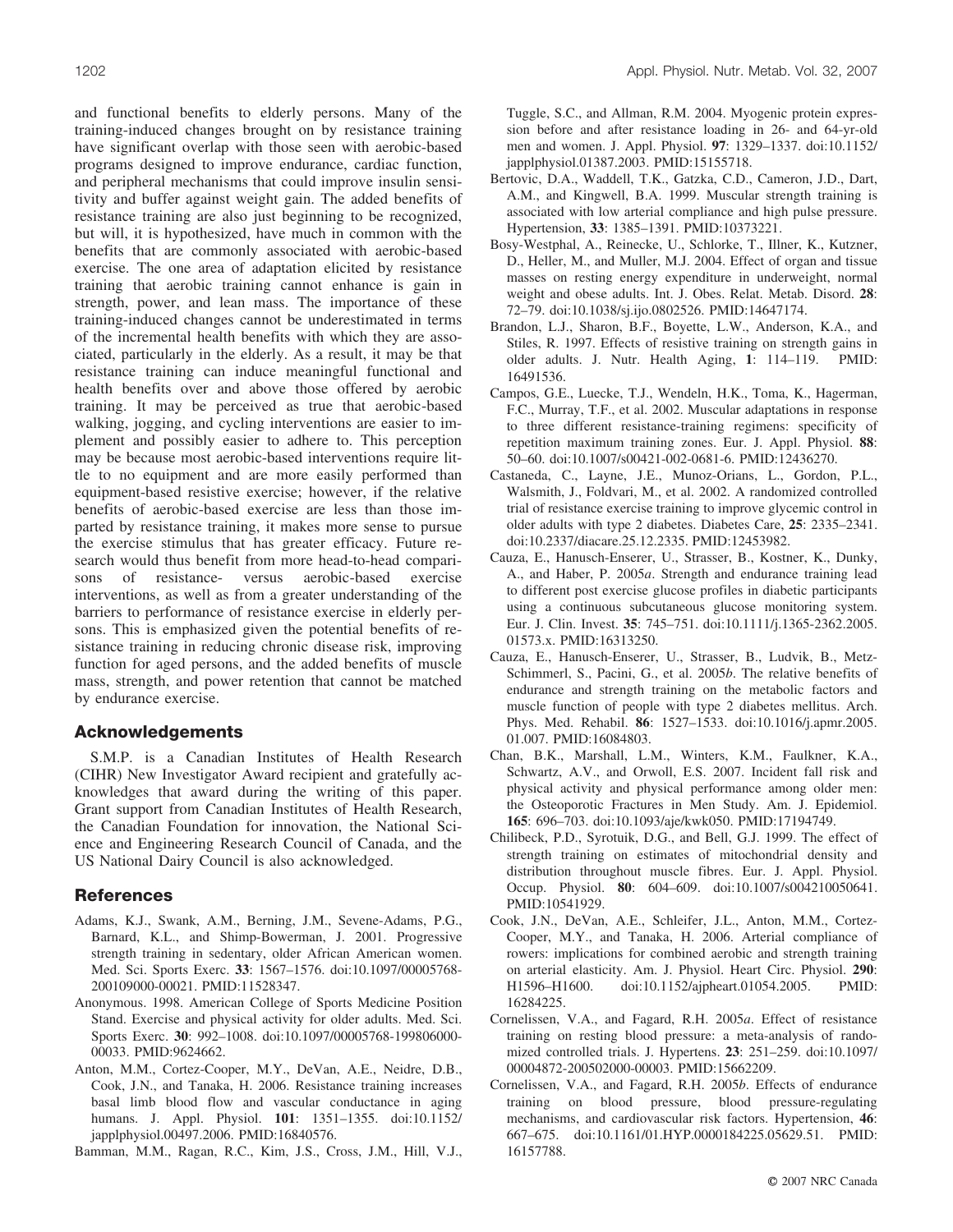and functional benefits to elderly persons. Many of the training-induced changes brought on by resistance training have significant overlap with those seen with aerobic-based programs designed to improve endurance, cardiac function, and peripheral mechanisms that could improve insulin sensitivity and buffer against weight gain. The added benefits of resistance training are also just beginning to be recognized, but will, it is hypothesized, have much in common with the benefits that are commonly associated with aerobic-based exercise. The one area of adaptation elicited by resistance training that aerobic training cannot enhance is gain in strength, power, and lean mass. The importance of these training-induced changes cannot be underestimated in terms of the incremental health benefits with which they are associated, particularly in the elderly. As a result, it may be that resistance training can induce meaningful functional and health benefits over and above those offered by aerobic training. It may be perceived as true that aerobic-based walking, jogging, and cycling interventions are easier to implement and possibly easier to adhere to. This perception may be because most aerobic-based interventions require little to no equipment and are more easily performed than equipment-based resistive exercise; however, if the relative benefits of aerobic-based exercise are less than those imparted by resistance training, it makes more sense to pursue the exercise stimulus that has greater efficacy. Future research would thus benefit from more head-to-head comparisons of resistance- versus aerobic-based exercise interventions, as well as from a greater understanding of the barriers to performance of resistance exercise in elderly persons. This is emphasized given the potential benefits of resistance training in reducing chronic disease risk, improving function for aged persons, and the added benefits of muscle mass, strength, and power retention that cannot be matched by endurance exercise.

## Acknowledgements

S.M.P. is a Canadian Institutes of Health Research (CIHR) New Investigator Award recipient and gratefully acknowledges that award during the writing of this paper. Grant support from Canadian Institutes of Health Research, the Canadian Foundation for innovation, the National Science and Engineering Research Council of Canada, and the US National Dairy Council is also acknowledged.

## References

Adams, K.J., Swank, A.M., Berning, J.M., Sevene-Adams, P.G., Barnard, K.L., and Shimp-Bowerman, J. 2001. Progressive strength training in sedentary, older African American women. Med. Sci. Sports Exerc. **33**: 1567–1576. doi:10.1097/00005768-200109000-00021. PMID:11528347.

Anonymous. 1998. American College of Sports Medicine Position Stand. Exercise and physical activity for older adults. Med. Sci. Sports Exerc. **30**: 992–1008. doi:10.1097/00005768-199806000-00033. PMID:9624662.

Anton, M.M., Cortez-Cooper, M.Y., DeVan, A.E., Neidre, D.B., Cook, J.N., and Tanaka, H. 2006. Resistance training increases basal limb blood flow and vascular conductance in aging humans. J. Appl. Physiol. **101**: 1351–1355. doi:10.1152/japplphysiol.00497.2006. PMID:16840576.

Bamman, M.M., Ragan, R.C., Kim, J.S., Cross, J.M., Hill, V.J., Tuggle, S.C., and Allman, R.M. 2004. Myogenic protein expression before and after resistance loading in 26- and 64-yr-old men and women. J. Appl. Physiol. **97**: 1329–1337. doi:10.1152/japplphysiol.01387.2003. PMID:15155718.

Bertovic, D.A., Waddell, T.K., Gatzka, C.D., Cameron, J.D., Dart, A.M., and Kingwell, B.A. 1999. Muscular strength training is associated with low arterial compliance and high pulse pressure. Hypertension, **33**: 1385–1391. PMID:10373221.

Bosy-Westphal, A., Reinecke, U., Schlorke, T., Illner, K., Kutzner, D., Heller, M., and Muller, M.J. 2004. Effect of organ and tissue masses on resting energy expenditure in underweight, normal weight and obese adults. Int. J. Obes. Relat. Metab. Disord. **28**: 72–79. doi:10.1038/sj.ijo.0802526. PMID:14647174.

Brandon, L.J., Sharon, B.F., Boyette, L.W., Anderson, K.A., and Stiles, R. 1997. Effects of resistive training on strength gains in older adults. J. Nutr. Health Aging, **1**: 114–119. PMID: 16491536.

Campos, G.E., Luecke, T.J., Wendeln, H.K., Toma, K., Hagerman, F.C., Murray, T.F., et al. 2002. Muscular adaptations in response to three different resistance-training regimens: specificity of repetition maximum training zones. Eur. J. Appl. Physiol. **88**: 50–60. doi:10.1007/s00421-002-0681-6. PMID:12436270.

Castaneda, C., Layne, J.E., Munoz-Orians, L., Gordon, P.L., Walsmith, J., Foldvari, M., et al. 2002. A randomized controlled trial of resistance exercise training to improve glycemic control in older adults with type 2 diabetes. Diabetes Care, **25**: 2335–2341. doi:10.2337/diacare.25.12.2335. PMID:12453982.

Cauza, E., Hanusch-Enserer, U., Strasser, B., Kostner, K., Dunky, A., and Haber, P. 2005*a*. Strength and endurance training lead to different post exercise glucose profiles in diabetic participants using a continuous subcutaneous glucose monitoring system. Eur. J. Clin. Invest. **35**: 745–751. doi:10.1111/j.1365-2362.2005.01573.x. PMID:16313250.

Cauza, E., Hanusch-Enserer, U., Strasser, B., Ludvik, B., Metz-Schimmerl, S., Pacini, G., et al. 2005*b*. The relative benefits of endurance and strength training on the metabolic factors and muscle function of people with type 2 diabetes mellitus. Arch. Phys. Med. Rehabil. **86**: 1527–1533. doi:10.1016/j.apmr.2005.01.007. PMID:16084803.

Chan, B.K., Marshall, L.M., Winters, K.M., Faulkner, K.A., Schwartz, A.V., and Orwoll, E.S. 2007. Incident fall risk and physical activity and physical performance among older men: the Osteoporotic Fractures in Men Study. Am. J. Epidemiol. **165**: 696–703. doi:10.1093/aje/kwk050. PMID:17194749.

Chilibeck, P.D., Syrotuik, D.G., and Bell, G.J. 1999. The effect of strength training on estimates of mitochondrial density and distribution throughout muscle fibres. Eur. J. Appl. Physiol. Occup. Physiol. **80**: 604–609. doi:10.1007/s004210050641. PMID:10541929.

Cook, J.N., DeVan, A.E., Schleifer, J.L., Anton, M.M., Cortez-Cooper, M.Y., and Tanaka, H. 2006. Arterial compliance of rowers: implications for combined aerobic and strength training on arterial elasticity. Am. J. Physiol. Heart Circ. Physiol. **290**: H1596–H1600. doi:10.1152/ajpheart.01054.2005. PMID: 16284225.

Cornelissen, V.A., and Fagard, R.H. 2005*a*. Effect of resistance training on resting blood pressure: a meta-analysis of randomized controlled trials. J. Hypertens. **23**: 251–259. doi:10.1097/00004872-200502000-00003. PMID:15662209.

Cornelissen, V.A., and Fagard, R.H. 2005*b*. Effects of endurance training on blood pressure, blood pressure-regulating mechanisms, and cardiovascular risk factors. Hypertension, **46**: 667–675. doi:10.1161/01.HYP.0000184225.05629.51. PMID: 16157788.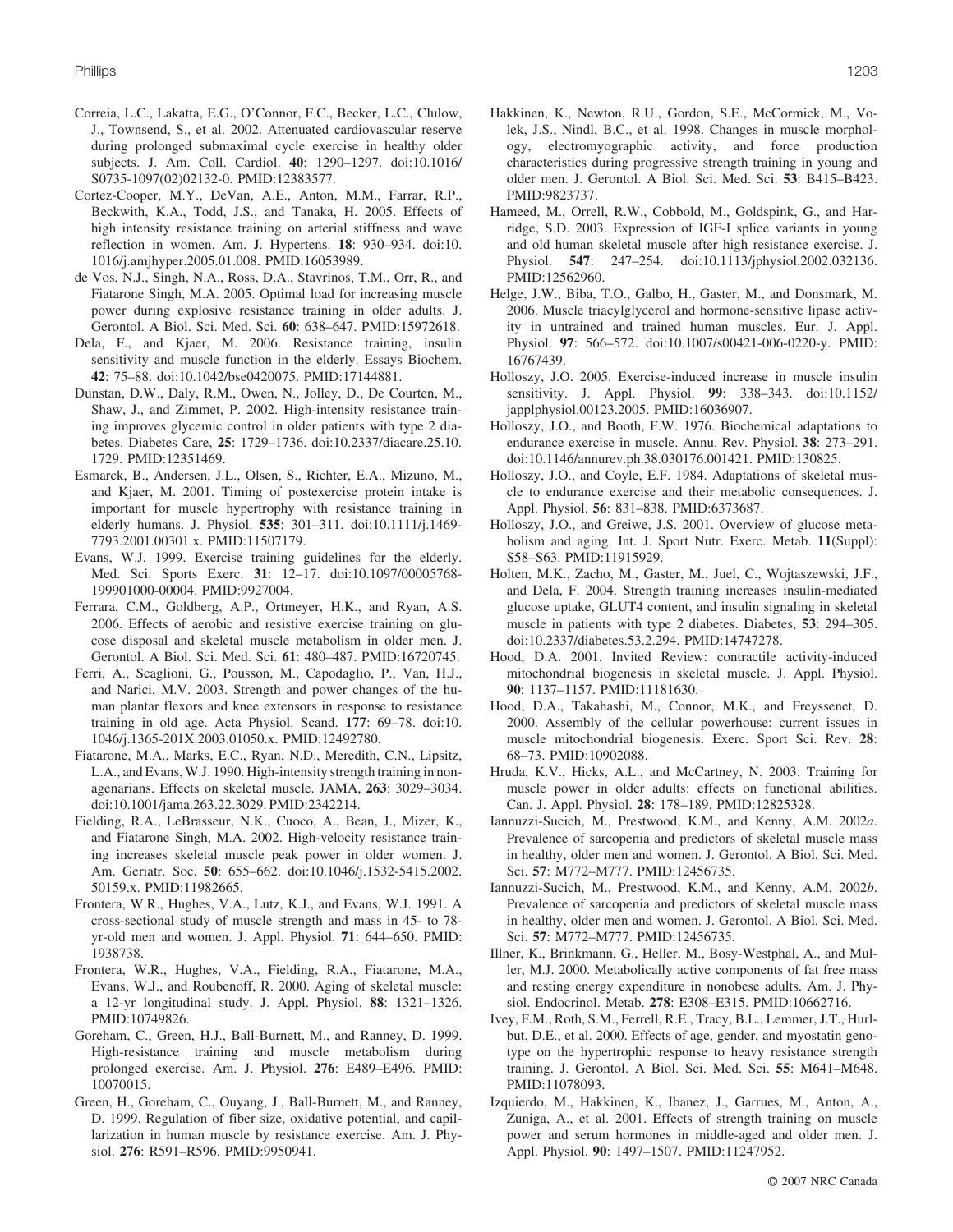Correia, L.C., Lakatta, E.G., O'Connor, F.C., Becker, L.C., Clulow, J., Townsend, S., et al. 2002. Attenuated cardiovascular reserve during prolonged submaximal cycle exercise in healthy older subjects. J. Am. Coll. Cardiol. **40**: 1290–1297. doi:10.1016/S0735-1097(02)02132-0. PMID:12383577.

Cortez-Cooper, M.Y., DeVan, A.E., Anton, M.M., Farrar, R.P., Beckwith, K.A., Todd, J.S., and Tanaka, H. 2005. Effects of high intensity resistance training on arterial stiffness and wave reflection in women. Am. J. Hypertens. **18**: 930–934. doi:10.1016/j.amjhyper.2005.01.008. PMID:16053989.

de Vos, N.J., Singh, N.A., Ross, D.A., Stavrinos, T.M., Orr, R., and Fiatarone Singh, M.A. 2005. Optimal load for increasing muscle power during explosive resistance training in older adults. J. Gerontol. A Biol. Sci. Med. Sci. **60**: 638–647. PMID:15972618.

Dela, F., and Kjaer, M. 2006. Resistance training, insulin sensitivity and muscle function in the elderly. Essays Biochem. **42**: 75–88. doi:10.1042/bse0420075. PMID:17144881.

Dunstan, D.W., Daly, R.M., Owen, N., Jolley, D., De Courten, M., Shaw, J., and Zimmet, P. 2002. High-intensity resistance training improves glycemic control in older patients with type 2 diabetes. Diabetes Care, **25**: 1729–1736. doi:10.2337/diacare.25.10.1729. PMID:12351469.

Esmarck, B., Andersen, J.L., Olsen, S., Richter, E.A., Mizuno, M., and Kjaer, M. 2001. Timing of postexercise protein intake is important for muscle hypertrophy with resistance training in elderly humans. J. Physiol. **535**: 301–311. doi:10.1111/j.1469-7793.2001.00301.x. PMID:11507179.

Evans, W.J. 1999. Exercise training guidelines for the elderly. Med. Sci. Sports Exerc. **31**: 12–17. doi:10.1097/00005768-199901000-00004. PMID:9927004.

Ferrara, C.M., Goldberg, A.P., Ortmeyer, H.K., and Ryan, A.S. 2006. Effects of aerobic and resistive exercise training on glucose disposal and skeletal muscle metabolism in older men. J. Gerontol. A Biol. Sci. Med. Sci. **61**: 480–487. PMID:16720745.

Ferri, A., Scaglioni, G., Pousson, M., Capodaglio, P., Van, H.J., and Narici, M.V. 2003. Strength and power changes of the human plantar flexors and knee extensors in response to resistance training in old age. Acta Physiol. Scand. **177**: 69–78. doi:10.1046/j.1365-201X.2003.01050.x. PMID:12492780.

Fiatarone, M.A., Marks, E.C., Ryan, N.D., Meredith, C.N., Lipsitz, L.A., and Evans, W.J. 1990. High-intensity strength training in nonagenarians. Effects on skeletal muscle. JAMA, **263**: 3029–3034. doi:10.1001/jama.263.22.3029. PMID:2342214.

Fielding, R.A., LeBrasseur, N.K., Cuoco, A., Bean, J., Mizer, K., and Fiatarone Singh, M.A. 2002. High-velocity resistance training increases skeletal muscle peak power in older women. J. Am. Geriatr. Soc. **50**: 655–662. doi:10.1046/j.1532-5415.2002.50159.x. PMID:11982665.

Frontera, W.R., Hughes, V.A., Lutz, K.J., and Evans, W.J. 1991. A cross-sectional study of muscle strength and mass in 45- to 78-yr-old men and women. J. Appl. Physiol. **71**: 644–650. PMID:1938738.

Frontera, W.R., Hughes, V.A., Fielding, R.A., Fiatarone, M.A., Evans, W.J., and Roubenoff, R. 2000. Aging of skeletal muscle: a 12-yr longitudinal study. J. Appl. Physiol. **88**: 1321–1326. PMID:10749826.

Goreham, C., Green, H.J., Ball-Burnett, M., and Ranney, D. 1999. High-resistance training and muscle metabolism during prolonged exercise. Am. J. Physiol. **276**: E489–E496. PMID:10070015.

Green, H., Goreham, C., Ouyang, J., Ball-Burnett, M., and Ranney, D. 1999. Regulation of fiber size, oxidative potential, and capillarization in human muscle by resistance exercise. Am. J. Physiol. **276**: R591–R596. PMID:9950941.

Hakkinen, K., Newton, R.U., Gordon, S.E., McCormick, M., Volek, J.S., Nindl, B.C., et al. 1998. Changes in muscle morphology, electromyographic activity, and force production characteristics during progressive strength training in young and older men. J. Gerontol. A Biol. Sci. Med. Sci. **53**: B415–B423. PMID:9823737.

Hameed, M., Orrell, R.W., Cobbold, M., Goldspink, G., and Harridge, S.D. 2003. Expression of IGF-I splice variants in young and old human skeletal muscle after high resistance exercise. J. Physiol. **547**: 247–254. doi:10.1113/jphysiol.2002.032136. PMID:12562960.

Helge, J.W., Biba, T.O., Galbo, H., Gaster, M., and Donsmark, M. 2006. Muscle triacylglycerol and hormone-sensitive lipase activity in untrained and trained human muscles. Eur. J. Appl. Physiol. **97**: 566–572. doi:10.1007/s00421-006-0220-y. PMID:16767439.

Holloszy, J.O. 2005. Exercise-induced increase in muscle insulin sensitivity. J. Appl. Physiol. **99**: 338–343. doi:10.1152/japplphysiol.00123.2005. PMID:16036907.

Holloszy, J.O., and Booth, F.W. 1976. Biochemical adaptations to endurance exercise in muscle. Annu. Rev. Physiol. **38**: 273–291. doi:10.1146/annurev.ph.38.030176.001421. PMID:130825.

Holloszy, J.O., and Coyle, E.F. 1984. Adaptations of skeletal muscle to endurance exercise and their metabolic consequences. J. Appl. Physiol. **56**: 831–838. PMID:6373687.

Holloszy, J.O., and Greiwe, J.S. 2001. Overview of glucose metabolism and aging. Int. J. Sport Nutr. Exerc. Metab. **11**(Suppl): S58–S63. PMID:11915929.

Holten, M.K., Zacho, M., Gaster, M., Juel, C., Wojtaszewski, J.F., and Dela, F. 2004. Strength training increases insulin-mediated glucose uptake, GLUT4 content, and insulin signaling in skeletal muscle in patients with type 2 diabetes. Diabetes, **53**: 294–305. doi:10.2337/diabetes.53.2.294. PMID:14747278.

Hood, D.A. 2001. Invited Review: contractile activity-induced mitochondrial biogenesis in skeletal muscle. J. Appl. Physiol. **90**: 1137–1157. PMID:11181630.

Hood, D.A., Takahashi, M., Connor, M.K., and Freyssenet, D. 2000. Assembly of the cellular powerhouse: current issues in muscle mitochondrial biogenesis. Exerc. Sport Sci. Rev. **28**: 68–73. PMID:10902088.

Hruda, K.V., Hicks, A.L., and McCartney, N. 2003. Training for muscle power in older adults: effects on functional abilities. Can. J. Appl. Physiol. **28**: 178–189. PMID:12825328.

Iannuzzi-Sucich, M., Prestwood, K.M., and Kenny, A.M. 2002*a*. Prevalence of sarcopenia and predictors of skeletal muscle mass in healthy, older men and women. J. Gerontol. A Biol. Sci. Med. Sci. **57**: M772–M777. PMID:12456735.

Iannuzzi-Sucich, M., Prestwood, K.M., and Kenny, A.M. 2002*b*. Prevalence of sarcopenia and predictors of skeletal muscle mass in healthy, older men and women. J. Gerontol. A Biol. Sci. Med. Sci. **57**: M772–M777. PMID:12456735.

Illner, K., Brinkmann, G., Heller, M., Bosy-Westphal, A., and Muller, M.J. 2000. Metabolically active components of fat free mass and resting energy expenditure in nonobese adults. Am. J. Physiol. Endocrinol. Metab. **278**: E308–E315. PMID:10662716.

Ivey, F.M., Roth, S.M., Ferrell, R.E., Tracy, B.L., Lemmer, J.T., Hurlbut, D.E., et al. 2000. Effects of age, gender, and myostatin genotype on the hypertrophic response to heavy resistance strength training. J. Gerontol. A Biol. Sci. Med. Sci. **55**: M641–M648. PMID:11078093.

Izquierdo, M., Hakkinen, K., Ibanez, J., Garrues, M., Anton, A., Zuniga, A., et al. 2001. Effects of strength training on muscle power and serum hormones in middle-aged and older men. J. Appl. Physiol. **90**: 1497–1507. PMID:11247952.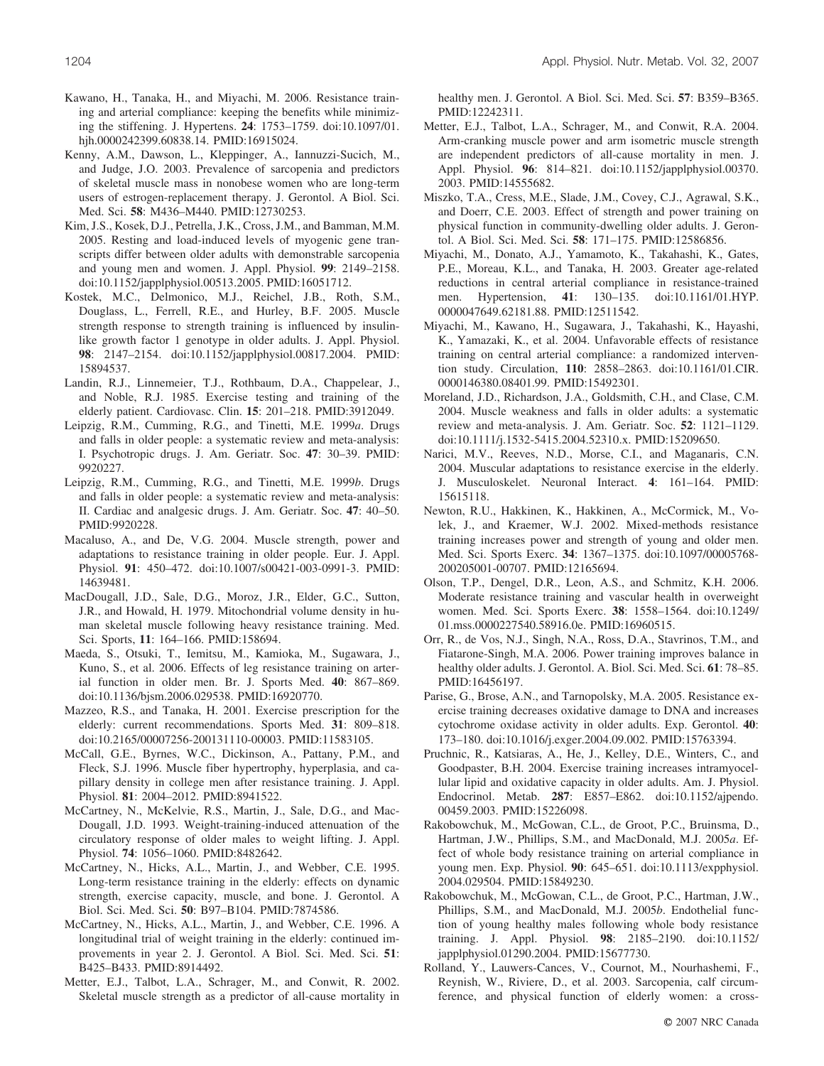Kawano, H., Tanaka, H., and Miyachi, M. 2006. Resistance training and arterial compliance: keeping the benefits while minimizing the stiffening. J. Hypertens. **24**: 1753–1759. doi:10.1097/01.hjh.0000242399.60838.14. PMID:16915024.

Kenny, A.M., Dawson, L., Kleppinger, A., Iannuzzi-Sucich, M., and Judge, J.O. 2003. Prevalence of sarcopenia and predictors of skeletal muscle mass in nonobese women who are long-term users of estrogen-replacement therapy. J. Gerontol. A Biol. Sci. Med. Sci. **58**: M436–M440. PMID:12730253.

Kim, J.S., Kosek, D.J., Petrella, J.K., Cross, J.M., and Bamman, M.M. 2005. Resting and load-induced levels of myogenic gene transcripts differ between older adults with demonstrable sarcopenia and young men and women. J. Appl. Physiol. **99**: 2149–2158. doi:10.1152/japplphysiol.00513.2005. PMID:16051712.

Kostek, M.C., Delmonico, M.J., Reichel, J.B., Roth, S.M., Douglass, L., Ferrell, R.E., and Hurley, B.F. 2005. Muscle strength response to strength training is influenced by insulin-like growth factor 1 genotype in older adults. J. Appl. Physiol. **98**: 2147–2154. doi:10.1152/japplphysiol.00817.2004. PMID: 15894537.

Landin, R.J., Linnemeier, T.J., Rothbaum, D.A., Chappelear, J., and Noble, R.J. 1985. Exercise testing and training of the elderly patient. Cardiovasc. Clin. **15**: 201–218. PMID:3912049.

Leipzig, R.M., Cumming, R.G., and Tinetti, M.E. 1999*a*. Drugs and falls in older people: a systematic review and meta-analysis: I. Psychotropic drugs. J. Am. Geriatr. Soc. **47**: 30–39. PMID: 9920227.

Leipzig, R.M., Cumming, R.G., and Tinetti, M.E. 1999*b*. Drugs and falls in older people: a systematic review and meta-analysis: II. Cardiac and analgesic drugs. J. Am. Geriatr. Soc. **47**: 40–50. PMID:9920228.

Macaluso, A., and De, V.G. 2004. Muscle strength, power and adaptations to resistance training in older people. Eur. J. Appl. Physiol. **91**: 450–472. doi:10.1007/s00421-003-0991-3. PMID: 14639481.

MacDougall, J.D., Sale, D.G., Moroz, J.R., Elder, G.C., Sutton, J.R., and Howald, H. 1979. Mitochondrial volume density in human skeletal muscle following heavy resistance training. Med. Sci. Sports, **11**: 164–166. PMID:158694.

Maeda, S., Otsuki, T., Iemitsu, M., Kamioka, M., Sugawara, J., Kuno, S., et al. 2006. Effects of leg resistance training on arterial function in older men. Br. J. Sports Med. **40**: 867–869. doi:10.1136/bjsm.2006.029538. PMID:16920770.

Mazzeo, R.S., and Tanaka, H. 2001. Exercise prescription for the elderly: current recommendations. Sports Med. **31**: 809–818. doi:10.2165/00007256-200131110-00003. PMID:11583105.

McCall, G.E., Byrnes, W.C., Dickinson, A., Pattany, P.M., and Fleck, S.J. 1996. Muscle fiber hypertrophy, hyperplasia, and capillary density in college men after resistance training. J. Appl. Physiol. **81**: 2004–2012. PMID:8941522.

McCartney, N., McKelvie, R.S., Martin, J., Sale, D.G., and MacDougall, J.D. 1993. Weight-training-induced attenuation of the circulatory response of older males to weight lifting. J. Appl. Physiol. **74**: 1056–1060. PMID:8482642.

McCartney, N., Hicks, A.L., Martin, J., and Webber, C.E. 1995. Long-term resistance training in the elderly: effects on dynamic strength, exercise capacity, muscle, and bone. J. Gerontol. A Biol. Sci. Med. Sci. **50**: B97–B104. PMID:7874586.

McCartney, N., Hicks, A.L., Martin, J., and Webber, C.E. 1996. A longitudinal trial of weight training in the elderly: continued improvements in year 2. J. Gerontol. A Biol. Sci. Med. Sci. **51**: B425–B433. PMID:8914492.

Metter, E.J., Talbot, L.A., Schrager, M., and Conwit, R. 2002. Skeletal muscle strength as a predictor of all-cause mortality in healthy men. J. Gerontol. A Biol. Sci. Med. Sci. **57**: B359–B365. PMID:12242311.

Metter, E.J., Talbot, L.A., Schrager, M., and Conwit, R.A. 2004. Arm-cranking muscle power and arm isometric muscle strength are independent predictors of all-cause mortality in men. J. Appl. Physiol. **96**: 814–821. doi:10.1152/japplphysiol.00370.2003. PMID:14555682.

Miszko, T.A., Cress, M.E., Slade, J.M., Covey, C.J., Agrawal, S.K., and Doerr, C.E. 2003. Effect of strength and power training on physical function in community-dwelling older adults. J. Gerontol. A Biol. Sci. Med. Sci. **58**: 171–175. PMID:12586856.

Miyachi, M., Donato, A.J., Yamamoto, K., Takahashi, K., Gates, P.E., Moreau, K.L., and Tanaka, H. 2003. Greater age-related reductions in central arterial compliance in resistance-trained men. Hypertension, **41**: 130–135. doi:10.1161/01.HYP.0000047649.62181.88. PMID:12511542.

Miyachi, M., Kawano, H., Sugawara, J., Takahashi, K., Hayashi, K., Yamazaki, K., et al. 2004. Unfavorable effects of resistance training on central arterial compliance: a randomized intervention study. Circulation, **110**: 2858–2863. doi:10.1161/01.CIR.0000146380.08401.99. PMID:15492301.

Moreland, J.D., Richardson, J.A., Goldsmith, C.H., and Clase, C.M. 2004. Muscle weakness and falls in older adults: a systematic review and meta-analysis. J. Am. Geriatr. Soc. **52**: 1121–1129. doi:10.1111/j.1532-5415.2004.52310.x. PMID:15209650.

Narici, M.V., Reeves, N.D., Morse, C.I., and Maganaris, C.N. 2004. Muscular adaptations to resistance exercise in the elderly. J. Musculoskelet. Neuronal Interact. **4**: 161–164. PMID: 15615118.

Newton, R.U., Hakkinen, K., Hakkinen, A., McCormick, M., Volek, J., and Kraemer, W.J. 2002. Mixed-methods resistance training increases power and strength of young and older men. Med. Sci. Sports Exerc. **34**: 1367–1375. doi:10.1097/00005768-200205001-00707. PMID:12165694.

Olson, T.P., Dengel, D.R., Leon, A.S., and Schmitz, K.H. 2006. Moderate resistance training and vascular health in overweight women. Med. Sci. Sports Exerc. **38**: 1558–1564. doi:10.1249/01.mss.0000227540.58916.0e. PMID:16960515.

Orr, R., de Vos, N.J., Singh, N.A., Ross, D.A., Stavrinos, T.M., and Fiatarone-Singh, M.A. 2006. Power training improves balance in healthy older adults. J. Gerontol. A. Biol. Sci. Med. Sci. **61**: 78–85. PMID:16456197.

Parise, G., Brose, A.N., and Tarnopolsky, M.A. 2005. Resistance exercise training decreases oxidative damage to DNA and increases cytochrome oxidase activity in older adults. Exp. Gerontol. **40**: 173–180. doi:10.1016/j.exger.2004.09.002. PMID:15763394.

Pruchnic, R., Katsiaras, A., He, J., Kelley, D.E., Winters, C., and Goodpaster, B.H. 2004. Exercise training increases intramyocellular lipid and oxidative capacity in older adults. Am. J. Physiol. Endocrinol. Metab. **287**: E857–E862. doi:10.1152/ajpendo.00459.2003. PMID:15226098.

Rakobowchuk, M., McGowan, C.L., de Groot, P.C., Bruinsma, D., Hartman, J.W., Phillips, S.M., and MacDonald, M.J. 2005*a*. Effect of whole body resistance training on arterial compliance in young men. Exp. Physiol. **90**: 645–651. doi:10.1113/expphysiol.2004.029504. PMID:15849230.

Rakobowchuk, M., McGowan, C.L., de Groot, P.C., Hartman, J.W., Phillips, S.M., and MacDonald, M.J. 2005*b*. Endothelial function of young healthy males following whole body resistance training. J. Appl. Physiol. **98**: 2185–2190. doi:10.1152/japplphysiol.01290.2004. PMID:15677730.

Rolland, Y., Lauwers-Cances, V., Cournot, M., Nourhashemi, F., Reynish, W., Riviere, D., et al. 2003. Sarcopenia, calf circumference, and physical function of elderly women: a cross-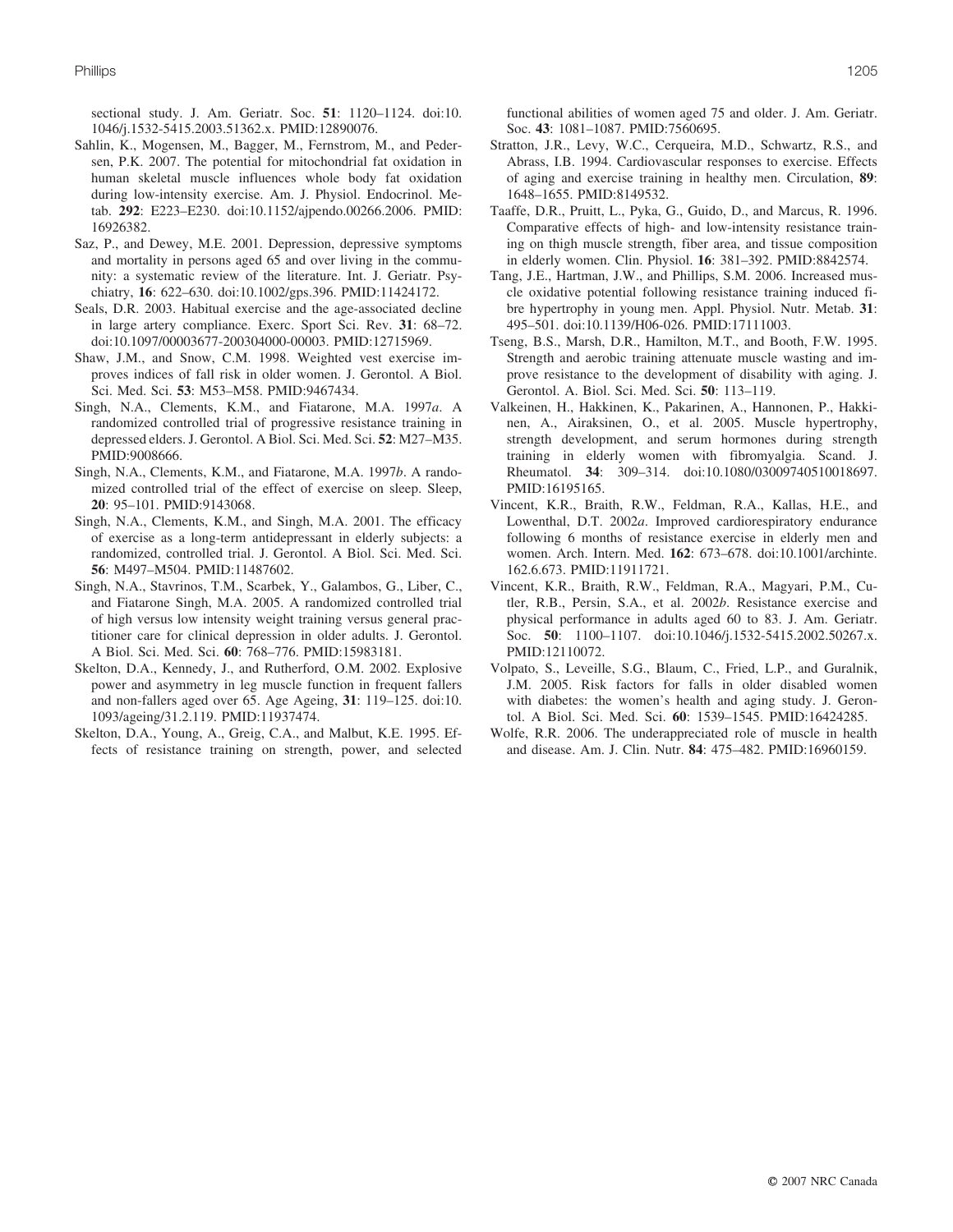sectional study. J. Am. Geriatr. Soc. **51**: 1120–1124. doi:10.1046/j.1532-5415.2003.51362.x. PMID:12890076.

Sahlin, K., Mogensen, M., Bagger, M., Fernstrom, M., and Pedersen, P.K. 2007. The potential for mitochondrial fat oxidation in human skeletal muscle influences whole body fat oxidation during low-intensity exercise. Am. J. Physiol. Endocrinol. Metab. **292**: E223–E230. doi:10.1152/ajpendo.00266.2006. PMID:16926382.

Saz, P., and Dewey, M.E. 2001. Depression, depressive symptoms and mortality in persons aged 65 and over living in the community: a systematic review of the literature. Int. J. Geriatr. Psychiatry, **16**: 622–630. doi:10.1002/gps.396. PMID:11424172.

Seals, D.R. 2003. Habitual exercise and the age-associated decline in large artery compliance. Exerc. Sport Sci. Rev. **31**: 68–72. doi:10.1097/00003677-200304000-00003. PMID:12715969.

Shaw, J.M., and Snow, C.M. 1998. Weighted vest exercise improves indices of fall risk in older women. J. Gerontol. A Biol. Sci. Med. Sci. **53**: M53–M58. PMID:9467434.

Singh, N.A., Clements, K.M., and Fiatarone, M.A. 1997*a*. A randomized controlled trial of progressive resistance training in depressed elders. J. Gerontol. A Biol. Sci. Med. Sci. **52**: M27–M35. PMID:9008666.

Singh, N.A., Clements, K.M., and Fiatarone, M.A. 1997*b*. A randomized controlled trial of the effect of exercise on sleep. Sleep, **20**: 95–101. PMID:9143068.

Singh, N.A., Clements, K.M., and Singh, M.A. 2001. The efficacy of exercise as a long-term antidepressant in elderly subjects: a randomized, controlled trial. J. Gerontol. A Biol. Sci. Med. Sci. **56**: M497–M504. PMID:11487602.

Singh, N.A., Stavrinos, T.M., Scarbek, Y., Galambos, G., Liber, C., and Fiatarone Singh, M.A. 2005. A randomized controlled trial of high versus low intensity weight training versus general practitioner care for clinical depression in older adults. J. Gerontol. A Biol. Sci. Med. Sci. **60**: 768–776. PMID:15983181.

Skelton, D.A., Kennedy, J., and Rutherford, O.M. 2002. Explosive power and asymmetry in leg muscle function in frequent fallers and non-fallers aged over 65. Age Ageing, **31**: 119–125. doi:10.1093/ageing/31.2.119. PMID:11937474.

Skelton, D.A., Young, A., Greig, C.A., and Malbut, K.E. 1995. Effects of resistance training on strength, power, and selected functional abilities of women aged 75 and older. J. Am. Geriatr. Soc. **43**: 1081–1087. PMID:7560695.

Stratton, J.R., Levy, W.C., Cerqueira, M.D., Schwartz, R.S., and Abrass, I.B. 1994. Cardiovascular responses to exercise. Effects of aging and exercise training in healthy men. Circulation, **89**: 1648–1655. PMID:8149532.

Taaffe, D.R., Pruitt, L., Pyka, G., Guido, D., and Marcus, R. 1996. Comparative effects of high- and low-intensity resistance training on thigh muscle strength, fiber area, and tissue composition in elderly women. Clin. Physiol. **16**: 381–392. PMID:8842574.

Tang, J.E., Hartman, J.W., and Phillips, S.M. 2006. Increased muscle oxidative potential following resistance training induced fibre hypertrophy in young men. Appl. Physiol. Nutr. Metab. **31**: 495–501. doi:10.1139/H06-026. PMID:17111003.

Tseng, B.S., Marsh, D.R., Hamilton, M.T., and Booth, F.W. 1995. Strength and aerobic training attenuate muscle wasting and improve resistance to the development of disability with aging. J. Gerontol. A. Biol. Sci. Med. Sci. **50**: 113–119.

Valkeinen, H., Hakkinen, K., Pakarinen, A., Hannonen, P., Hakkinen, A., Airaksinen, O., et al. 2005. Muscle hypertrophy, strength development, and serum hormones during strength training in elderly women with fibromyalgia. Scand. J. Rheumatol. **34**: 309–314. doi:10.1080/03009740510018697. PMID:16195165.

Vincent, K.R., Braith, R.W., Feldman, R.A., Kallas, H.E., and Lowenthal, D.T. 2002*a*. Improved cardiorespiratory endurance following 6 months of resistance exercise in elderly men and women. Arch. Intern. Med. **162**: 673–678. doi:10.1001/archinte.162.6.673. PMID:11911721.

Vincent, K.R., Braith, R.W., Feldman, R.A., Magyari, P.M., Cutler, R.B., Persin, S.A., et al. 2002*b*. Resistance exercise and physical performance in adults aged 60 to 83. J. Am. Geriatr. Soc. **50**: 1100–1107. doi:10.1046/j.1532-5415.2002.50267.x. PMID:12110072.

Volpato, S., Leveille, S.G., Blaum, C., Fried, L.P., and Guralnik, J.M. 2005. Risk factors for falls in older disabled women with diabetes: the women's health and aging study. J. Gerontol. A Biol. Sci. Med. Sci. **60**: 1539–1545. PMID:16424285.

Wolfe, R.R. 2006. The underappreciated role of muscle in health and disease. Am. J. Clin. Nutr. **84**: 475–482. PMID:16960159.

© 2007 NRC Canada